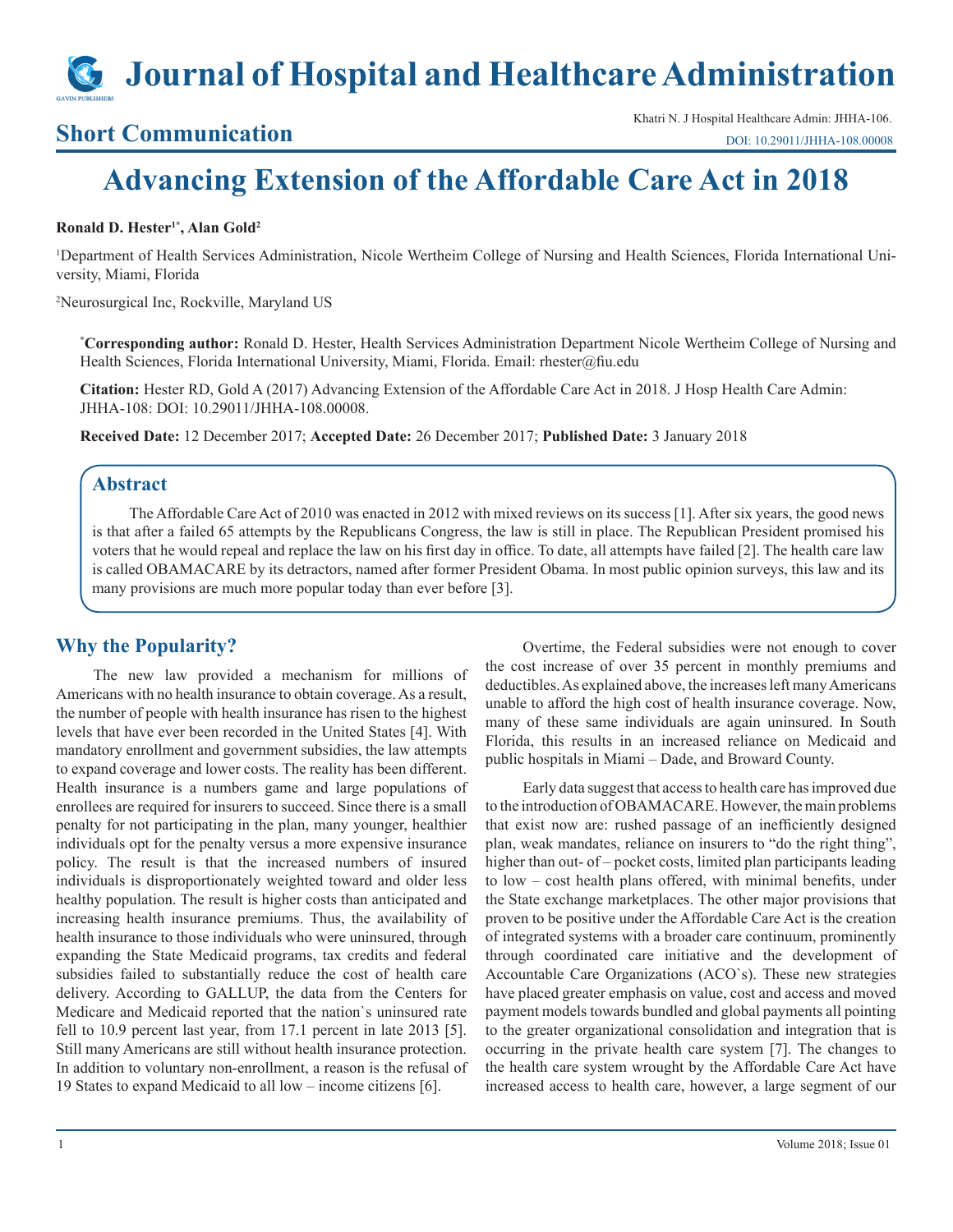# Journal of Hospital and Healthcare Administration

## Short Communication

Khatri N. J Hospital Healthcare Admin: JHHA-106.
DOI: 10.29011/JHHA-108.00008

# Advancing Extension of the Affordable Care Act in 2018

**Ronald D. Hester[1*], Alan Gold[2]**

[1]Department of Health Services Administration, Nicole Wertheim College of Nursing and Health Sciences, Florida International University, Miami, Florida

[2]Neurosurgical Inc, Rockville, Maryland US

**[*]Corresponding author:** Ronald D. Hester, Health Services Administration Department Nicole Wertheim College of Nursing and Health Sciences, Florida International University, Miami, Florida. Email: rhester@fiu.edu

**Citation:** Hester RD, Gold A (2017) Advancing Extension of the Affordable Care Act in 2018. J Hosp Health Care Admin: JHHA-108: DOI: 10.29011/JHHA-108.00008.

**Received Date:** 12 December 2017; **Accepted Date:** 26 December 2017; **Published Date:** 3 January 2018

## Abstract

The Affordable Care Act of 2010 was enacted in 2012 with mixed reviews on its success [1]. After six years, the good news is that after a failed 65 attempts by the Republicans Congress, the law is still in place. The Republican President promised his voters that he would repeal and replace the law on his first day in office. To date, all attempts have failed [2]. The health care law is called OBAMACARE by its detractors, named after former President Obama. In most public opinion surveys, this law and its many provisions are much more popular today than ever before [3].

## Why the Popularity?

The new law provided a mechanism for millions of Americans with no health insurance to obtain coverage. As a result, the number of people with health insurance has risen to the highest levels that have ever been recorded in the United States [4]. With mandatory enrollment and government subsidies, the law attempts to expand coverage and lower costs. The reality has been different. Health insurance is a numbers game and large populations of enrollees are required for insurers to succeed. Since there is a small penalty for not participating in the plan, many younger, healthier individuals opt for the penalty versus a more expensive insurance policy. The result is that the increased numbers of insured individuals is disproportionately weighted toward and older less healthy population. The result is higher costs than anticipated and increasing health insurance premiums. Thus, the availability of health insurance to those individuals who were uninsured, through expanding the State Medicaid programs, tax credits and federal subsidies failed to substantially reduce the cost of health care delivery. According to GALLUP, the data from the Centers for Medicare and Medicaid reported that the nation`s uninsured rate fell to 10.9 percent last year, from 17.1 percent in late 2013 [5]. Still many Americans are still without health insurance protection. In addition to voluntary non-enrollment, a reason is the refusal of 19 States to expand Medicaid to all low – income citizens [6].

Overtime, the Federal subsidies were not enough to cover the cost increase of over 35 percent in monthly premiums and deductibles. As explained above, the increases left many Americans unable to afford the high cost of health insurance coverage. Now, many of these same individuals are again uninsured. In South Florida, this results in an increased reliance on Medicaid and public hospitals in Miami – Dade, and Broward County.

Early data suggest that access to health care has improved due to the introduction of OBAMACARE. However, the main problems that exist now are: rushed passage of an inefficiently designed plan, weak mandates, reliance on insurers to "do the right thing", higher than out- of – pocket costs, limited plan participants leading to low – cost health plans offered, with minimal benefits, under the State exchange marketplaces. The other major provisions that proven to be positive under the Affordable Care Act is the creation of integrated systems with a broader care continuum, prominently through coordinated care initiative and the development of Accountable Care Organizations (ACO`s). These new strategies have placed greater emphasis on value, cost and access and moved payment models towards bundled and global payments all pointing to the greater organizational consolidation and integration that is occurring in the private health care system [7]. The changes to the health care system wrought by the Affordable Care Act have increased access to health care, however, a large segment of our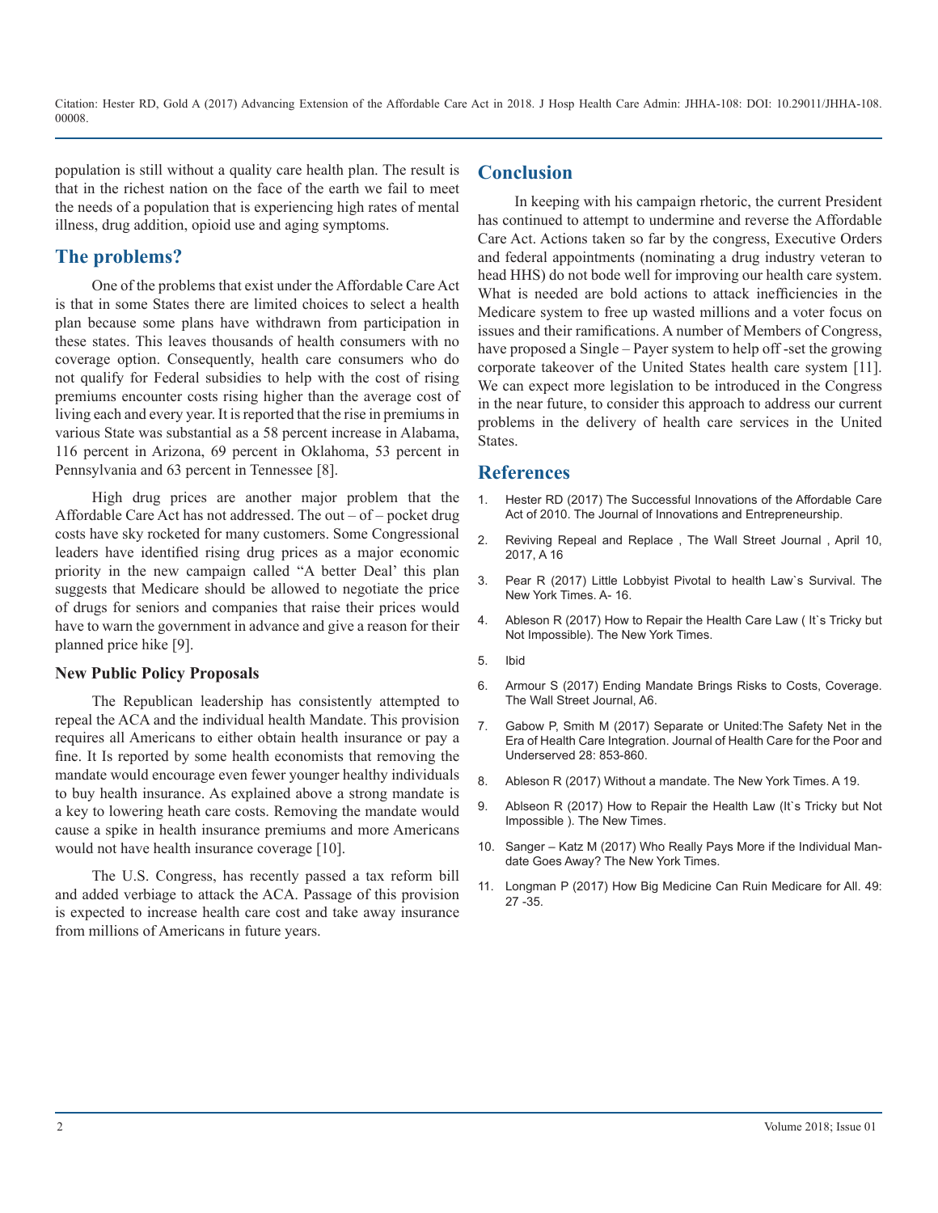population is still without a quality care health plan. The result is that in the richest nation on the face of the earth we fail to meet the needs of a population that is experiencing high rates of mental illness, drug addition, opioid use and aging symptoms.

## The problems?

One of the problems that exist under the Affordable Care Act is that in some States there are limited choices to select a health plan because some plans have withdrawn from participation in these states. This leaves thousands of health consumers with no coverage option. Consequently, health care consumers who do not qualify for Federal subsidies to help with the cost of rising premiums encounter costs rising higher than the average cost of living each and every year. It is reported that the rise in premiums in various State was substantial as a 58 percent increase in Alabama, 116 percent in Arizona, 69 percent in Oklahoma, 53 percent in Pennsylvania and 63 percent in Tennessee [8].

High drug prices are another major problem that the Affordable Care Act has not addressed. The out – of – pocket drug costs have sky rocketed for many customers. Some Congressional leaders have identified rising drug prices as a major economic priority in the new campaign called "A better Deal' this plan suggests that Medicare should be allowed to negotiate the price of drugs for seniors and companies that raise their prices would have to warn the government in advance and give a reason for their planned price hike [9].

### New Public Policy Proposals

The Republican leadership has consistently attempted to repeal the ACA and the individual health Mandate. This provision requires all Americans to either obtain health insurance or pay a fine. It Is reported by some health economists that removing the mandate would encourage even fewer younger healthy individuals to buy health insurance. As explained above a strong mandate is a key to lowering heath care costs. Removing the mandate would cause a spike in health insurance premiums and more Americans would not have health insurance coverage [10].

The U.S. Congress, has recently passed a tax reform bill and added verbiage to attack the ACA. Passage of this provision is expected to increase health care cost and take away insurance from millions of Americans in future years.

## Conclusion

In keeping with his campaign rhetoric, the current President has continued to attempt to undermine and reverse the Affordable Care Act. Actions taken so far by the congress, Executive Orders and federal appointments (nominating a drug industry veteran to head HHS) do not bode well for improving our health care system. What is needed are bold actions to attack inefficiencies in the Medicare system to free up wasted millions and a voter focus on issues and their ramifications. A number of Members of Congress, have proposed a Single – Payer system to help off -set the growing corporate takeover of the United States health care system [11]. We can expect more legislation to be introduced in the Congress in the near future, to consider this approach to address our current problems in the delivery of health care services in the United States.

## References

1. Hester RD (2017) The Successful Innovations of the Affordable Care Act of 2010. The Journal of Innovations and Entrepreneurship.
2. Reviving Repeal and Replace , The Wall Street Journal , April 10, 2017, A 16
3. Pear R (2017) Little Lobbyist Pivotal to health Law`s Survival. The New York Times. A- 16.
4. Ableson R (2017) How to Repair the Health Care Law ( It`s Tricky but Not Impossible). The New York Times.
5. Ibid
6. Armour S (2017) Ending Mandate Brings Risks to Costs, Coverage. The Wall Street Journal, A6.
7. Gabow P, Smith M (2017) Separate or United:The Safety Net in the Era of Health Care Integration. Journal of Health Care for the Poor and Underserved 28: 853-860.
8. Ableson R (2017) Without a mandate. The New York Times. A 19.
9. Ablseon R (2017) How to Repair the Health Law (It`s Tricky but Not Impossible ). The New Times.
10. Sanger – Katz M (2017) Who Really Pays More if the Individual Mandate Goes Away? The New York Times.
11. Longman P (2017) How Big Medicine Can Ruin Medicare for All. 49: 27 -35.